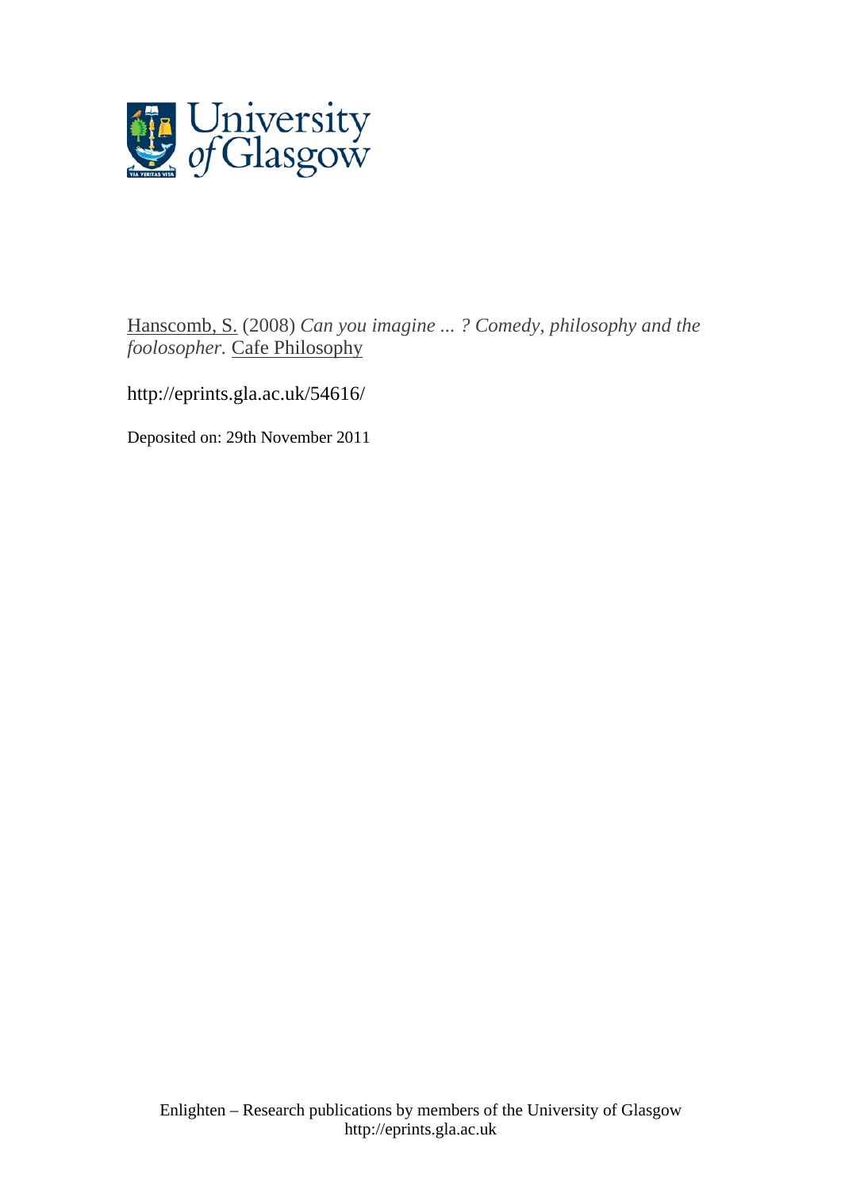Hanscomb, S. (2008) *Can you imagine ... ? Comedy, philosophy and the foolosopher.* Cafe Philosophy

http://eprints.gla.ac.uk/54616/

Deposited on: 29th November 2011

Enlighten – Research publications by members of the University of Glasgow
http://eprints.gla.ac.uk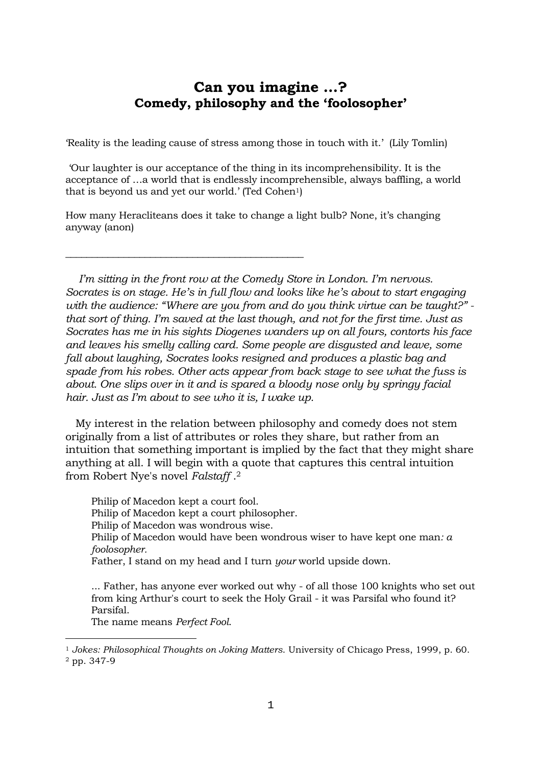# Can you imagine …?
## Comedy, philosophy and the 'foolosopher'

'Reality is the leading cause of stress among those in touch with it.' (Lily Tomlin)

'Our laughter is our acceptance of the thing in its incomprehensibility. It is the acceptance of …a world that is endlessly incomprehensible, always baffling, a world that is beyond us and yet our world.' (Ted Cohen[1])

How many Heracliteans does it take to change a light bulb? None, it's changing anyway (anon)

---

*I'm sitting in the front row at the Comedy Store in London. I'm nervous. Socrates is on stage. He's in full flow and looks like he's about to start engaging with the audience: "Where are you from and do you think virtue can be taught?" - that sort of thing. I'm saved at the last though, and not for the first time. Just as Socrates has me in his sights Diogenes wanders up on all fours, contorts his face and leaves his smelly calling card. Some people are disgusted and leave, some fall about laughing, Socrates looks resigned and produces a plastic bag and spade from his robes. Other acts appear from back stage to see what the fuss is about. One slips over in it and is spared a bloody nose only by springy facial hair. Just as I'm about to see who it is, I wake up.*

My interest in the relation between philosophy and comedy does not stem originally from a list of attributes or roles they share, but rather from an intuition that something important is implied by the fact that they might share anything at all. I will begin with a quote that captures this central intuition from Robert Nye's novel *Falstaff* .[2]

> Philip of Macedon kept a court fool.
> Philip of Macedon kept a court philosopher.
> Philip of Macedon was wondrous wise.
> Philip of Macedon would have been wondrous wiser to have kept one man*: a foolosopher.*
> Father, I stand on my head and I turn *your* world upside down.
>
> ... Father, has anyone ever worked out why - of all those 100 knights who set out from king Arthur's court to seek the Holy Grail - it was Parsifal who found it?
> Parsifal.
> The name means *Perfect Fool*.

---

[1] *Jokes: Philosophical Thoughts on Joking Matters*. University of Chicago Press, 1999, p. 60.
[2] pp. 347-9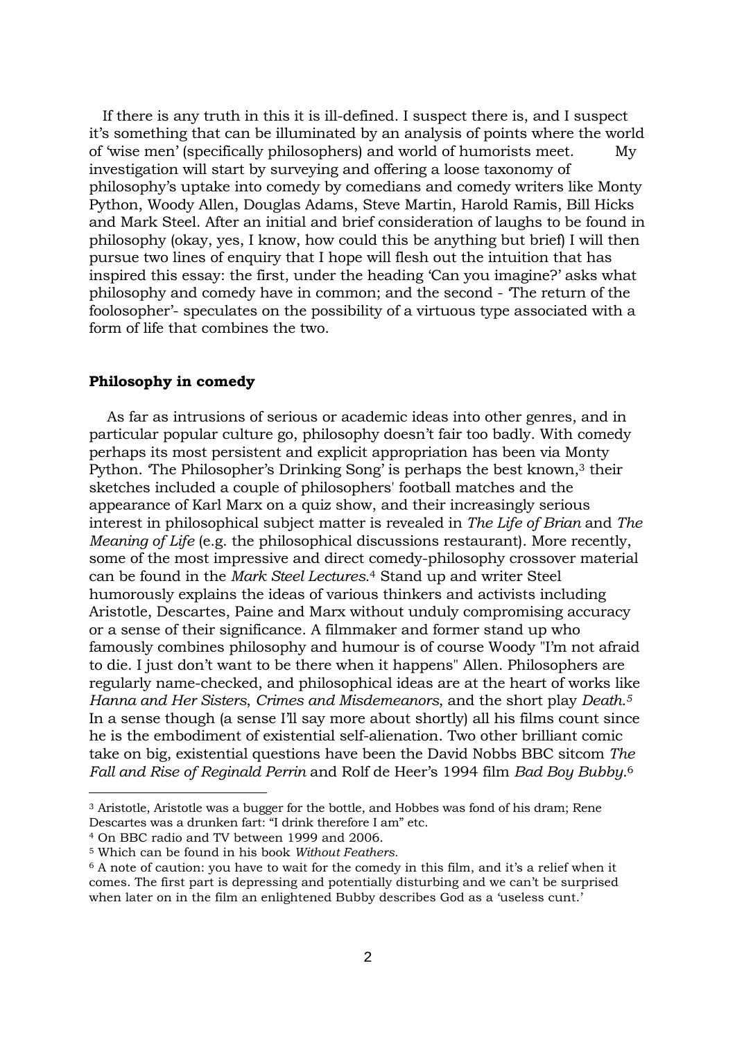If there is any truth in this it is ill-defined. I suspect there is, and I suspect it's something that can be illuminated by an analysis of points where the world of 'wise men' (specifically philosophers) and world of humorists meet. My investigation will start by surveying and offering a loose taxonomy of philosophy's uptake into comedy by comedians and comedy writers like Monty Python, Woody Allen, Douglas Adams, Steve Martin, Harold Ramis, Bill Hicks and Mark Steel. After an initial and brief consideration of laughs to be found in philosophy (okay, yes, I know, how could this be anything but brief) I will then pursue two lines of enquiry that I hope will flesh out the intuition that has inspired this essay: the first, under the heading 'Can you imagine?' asks what philosophy and comedy have in common; and the second - 'The return of the foolosopher'- speculates on the possibility of a virtuous type associated with a form of life that combines the two.

**Philosophy in comedy**

As far as intrusions of serious or academic ideas into other genres, and in particular popular culture go, philosophy doesn't fair too badly. With comedy perhaps its most persistent and explicit appropriation has been via Monty Python. 'The Philosopher's Drinking Song' is perhaps the best known,[3] their sketches included a couple of philosophers' football matches and the appearance of Karl Marx on a quiz show, and their increasingly serious interest in philosophical subject matter is revealed in *The Life of Brian* and *The Meaning of Life* (e.g. the philosophical discussions restaurant). More recently, some of the most impressive and direct comedy-philosophy crossover material can be found in the *Mark Steel Lectures*.[4] Stand up and writer Steel humorously explains the ideas of various thinkers and activists including Aristotle, Descartes, Paine and Marx without unduly compromising accuracy or a sense of their significance. A filmmaker and former stand up who famously combines philosophy and humour is of course Woody "I'm not afraid to die. I just don't want to be there when it happens" Allen. Philosophers are regularly name-checked, and philosophical ideas are at the heart of works like *Hanna and Her Sisters*, *Crimes and Misdemeanors*, and the short play *Death.*[5] In a sense though (a sense I'll say more about shortly) all his films count since he is the embodiment of existential self-alienation. Two other brilliant comic take on big, existential questions have been the David Nobbs BBC sitcom *The Fall and Rise of Reginald Perrin* and Rolf de Heer's 1994 film *Bad Boy Bubby*.[6]

---

[3] Aristotle, Aristotle was a bugger for the bottle, and Hobbes was fond of his dram; Rene Descartes was a drunken fart: "I drink therefore I am" etc.

[4] On BBC radio and TV between 1999 and 2006.

[5] Which can be found in his book *Without Feathers*.

[6] A note of caution: you have to wait for the comedy in this film, and it's a relief when it comes. The first part is depressing and potentially disturbing and we can't be surprised when later on in the film an enlightened Bubby describes God as a 'useless cunt.'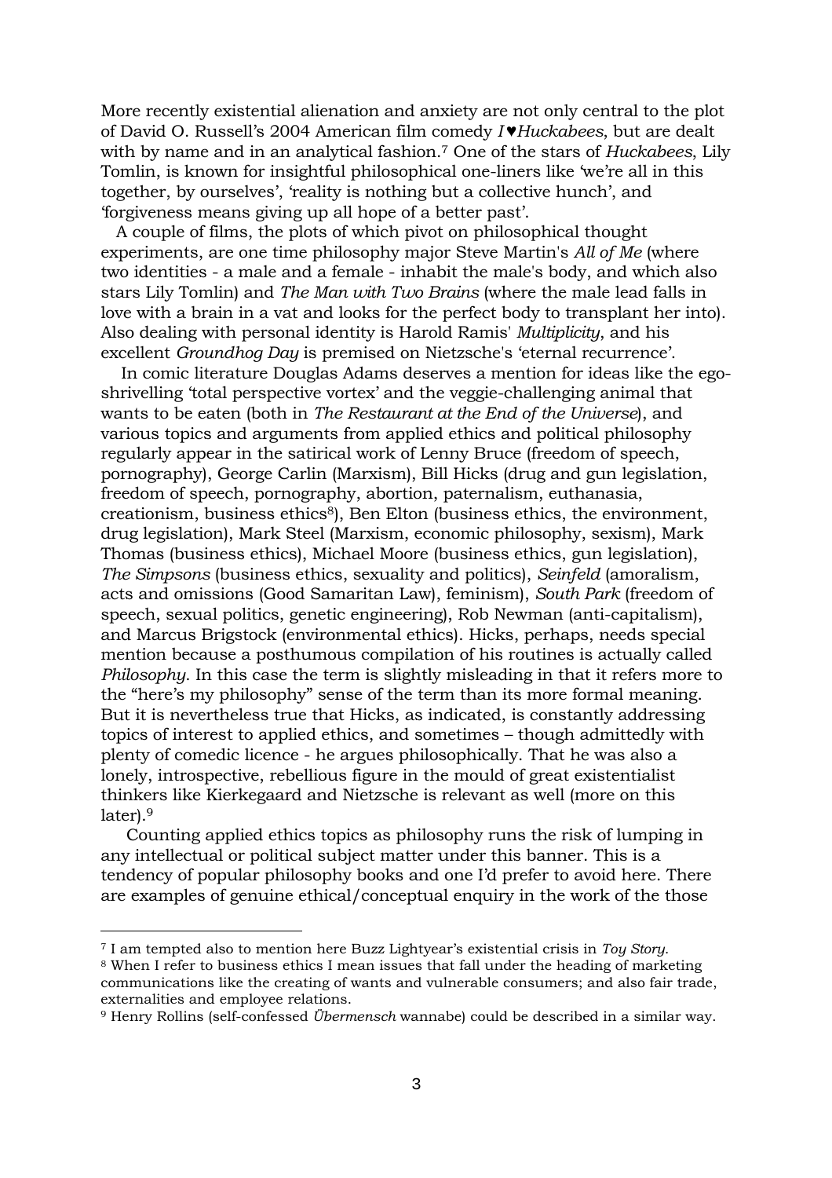More recently existential alienation and anxiety are not only central to the plot of David O. Russell's 2004 American film comedy *I♥Huckabees*, but are dealt with by name and in an analytical fashion.[7] One of the stars of *Huckabees*, Lily Tomlin, is known for insightful philosophical one-liners like 'we're all in this together, by ourselves', 'reality is nothing but a collective hunch', and 'forgiveness means giving up all hope of a better past'.

A couple of films, the plots of which pivot on philosophical thought experiments, are one time philosophy major Steve Martin's *All of Me* (where two identities - a male and a female - inhabit the male's body, and which also stars Lily Tomlin) and *The Man with Two Brains* (where the male lead falls in love with a brain in a vat and looks for the perfect body to transplant her into). Also dealing with personal identity is Harold Ramis' *Multiplicity*, and his excellent *Groundhog Day* is premised on Nietzsche's 'eternal recurrence'.

In comic literature Douglas Adams deserves a mention for ideas like the ego-shrivelling 'total perspective vortex' and the veggie-challenging animal that wants to be eaten (both in *The Restaurant at the End of the Universe*), and various topics and arguments from applied ethics and political philosophy regularly appear in the satirical work of Lenny Bruce (freedom of speech, pornography), George Carlin (Marxism), Bill Hicks (drug and gun legislation, freedom of speech, pornography, abortion, paternalism, euthanasia, creationism, business ethics[8]), Ben Elton (business ethics, the environment, drug legislation), Mark Steel (Marxism, economic philosophy, sexism), Mark Thomas (business ethics), Michael Moore (business ethics, gun legislation), *The Simpsons* (business ethics, sexuality and politics), *Seinfeld* (amoralism, acts and omissions (Good Samaritan Law), feminism), *South Park* (freedom of speech, sexual politics, genetic engineering), Rob Newman (anti-capitalism), and Marcus Brigstock (environmental ethics). Hicks, perhaps, needs special mention because a posthumous compilation of his routines is actually called *Philosophy*. In this case the term is slightly misleading in that it refers more to the "here's my philosophy" sense of the term than its more formal meaning. But it is nevertheless true that Hicks, as indicated, is constantly addressing topics of interest to applied ethics, and sometimes – though admittedly with plenty of comedic licence - he argues philosophically. That he was also a lonely, introspective, rebellious figure in the mould of great existentialist thinkers like Kierkegaard and Nietzsche is relevant as well (more on this later).[9]

Counting applied ethics topics as philosophy runs the risk of lumping in any intellectual or political subject matter under this banner. This is a tendency of popular philosophy books and one I'd prefer to avoid here. There are examples of genuine ethical/conceptual enquiry in the work of the those

---

[7] I am tempted also to mention here Buzz Lightyear's existential crisis in *Toy Story*.

[8] When I refer to business ethics I mean issues that fall under the heading of marketing communications like the creating of wants and vulnerable consumers; and also fair trade, externalities and employee relations.

[9] Henry Rollins (self-confessed *Übermensch* wannabe) could be described in a similar way.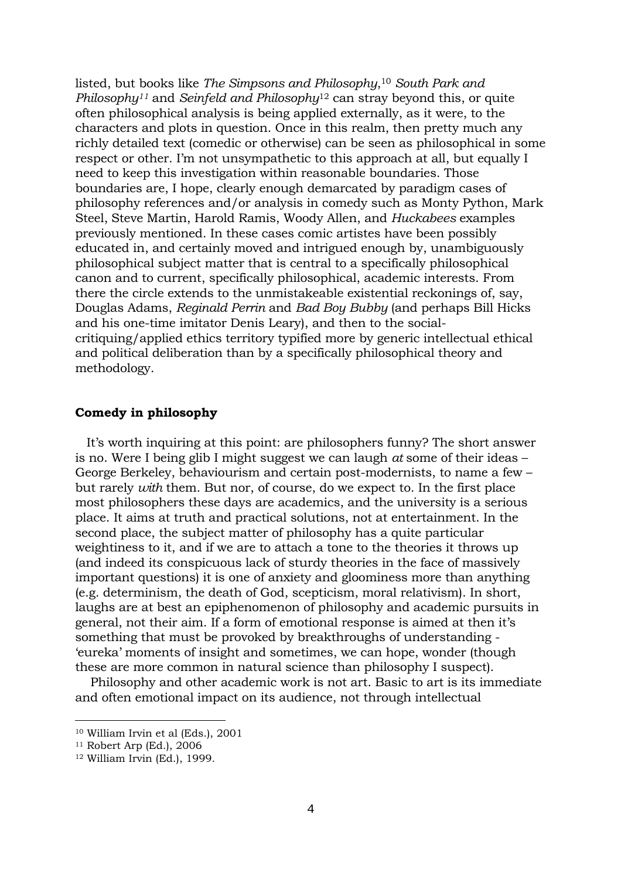listed, but books like *The Simpsons and Philosophy*,[10] *South Park and Philosophy*[11] and *Seinfeld and Philosophy*[12] can stray beyond this, or quite often philosophical analysis is being applied externally, as it were, to the characters and plots in question. Once in this realm, then pretty much any richly detailed text (comedic or otherwise) can be seen as philosophical in some respect or other. I'm not unsympathetic to this approach at all, but equally I need to keep this investigation within reasonable boundaries. Those boundaries are, I hope, clearly enough demarcated by paradigm cases of philosophy references and/or analysis in comedy such as Monty Python, Mark Steel, Steve Martin, Harold Ramis, Woody Allen, and *Huckabees* examples previously mentioned. In these cases comic artistes have been possibly educated in, and certainly moved and intrigued enough by, unambiguously philosophical subject matter that is central to a specifically philosophical canon and to current, specifically philosophical, academic interests. From there the circle extends to the unmistakeable existential reckonings of, say, Douglas Adams, *Reginald Perrin* and *Bad Boy Bubby* (and perhaps Bill Hicks and his one-time imitator Denis Leary), and then to the social-critiquing/applied ethics territory typified more by generic intellectual ethical and political deliberation than by a specifically philosophical theory and methodology.

## Comedy in philosophy

It's worth inquiring at this point: are philosophers funny? The short answer is no. Were I being glib I might suggest we can laugh *at* some of their ideas – George Berkeley, behaviourism and certain post-modernists, to name a few – but rarely *with* them. But nor, of course, do we expect to. In the first place most philosophers these days are academics, and the university is a serious place. It aims at truth and practical solutions, not at entertainment. In the second place, the subject matter of philosophy has a quite particular weightiness to it, and if we are to attach a tone to the theories it throws up (and indeed its conspicuous lack of sturdy theories in the face of massively important questions) it is one of anxiety and gloominess more than anything (e.g. determinism, the death of God, scepticism, moral relativism). In short, laughs are at best an epiphenomenon of philosophy and academic pursuits in general, not their aim. If a form of emotional response is aimed at then it's something that must be provoked by breakthroughs of understanding - 'eureka' moments of insight and sometimes, we can hope, wonder (though these are more common in natural science than philosophy I suspect).

Philosophy and other academic work is not art. Basic to art is its immediate and often emotional impact on its audience, not through intellectual

---

[10] William Irvin et al (Eds.), 2001

[11] Robert Arp (Ed.), 2006

[12] William Irvin (Ed.), 1999.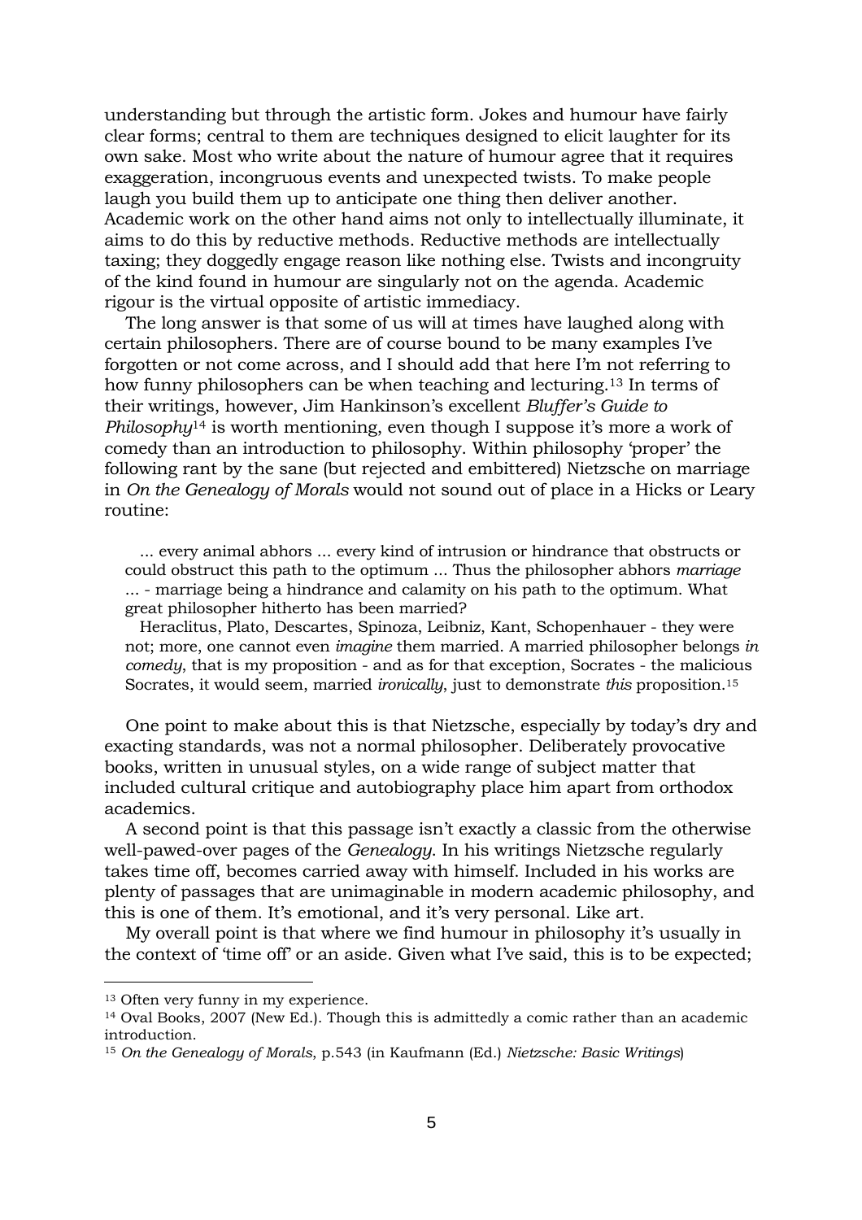understanding but through the artistic form. Jokes and humour have fairly clear forms; central to them are techniques designed to elicit laughter for its own sake. Most who write about the nature of humour agree that it requires exaggeration, incongruous events and unexpected twists. To make people laugh you build them up to anticipate one thing then deliver another. Academic work on the other hand aims not only to intellectually illuminate, it aims to do this by reductive methods. Reductive methods are intellectually taxing; they doggedly engage reason like nothing else. Twists and incongruity of the kind found in humour are singularly not on the agenda. Academic rigour is the virtual opposite of artistic immediacy.

The long answer is that some of us will at times have laughed along with certain philosophers. There are of course bound to be many examples I've forgotten or not come across, and I should add that here I'm not referring to how funny philosophers can be when teaching and lecturing.[13] In terms of their writings, however, Jim Hankinson's excellent *Bluffer's Guide to Philosophy*[14] is worth mentioning, even though I suppose it's more a work of comedy than an introduction to philosophy. Within philosophy 'proper' the following rant by the sane (but rejected and embittered) Nietzsche on marriage in *On the Genealogy of Morals* would not sound out of place in a Hicks or Leary routine:

> ... every animal abhors ... every kind of intrusion or hindrance that obstructs or could obstruct this path to the optimum ... Thus the philosopher abhors *marriage* ... - marriage being a hindrance and calamity on his path to the optimum. What great philosopher hitherto has been married?
>
> Heraclitus, Plato, Descartes, Spinoza, Leibniz, Kant, Schopenhauer - they were not; more, one cannot even *imagine* them married. A married philosopher belongs *in comedy*, that is my proposition - and as for that exception, Socrates - the malicious Socrates, it would seem, married *ironically*, just to demonstrate *this* proposition.[15]

One point to make about this is that Nietzsche, especially by today's dry and exacting standards, was not a normal philosopher. Deliberately provocative books, written in unusual styles, on a wide range of subject matter that included cultural critique and autobiography place him apart from orthodox academics.

A second point is that this passage isn't exactly a classic from the otherwise well-pawed-over pages of the *Genealogy*. In his writings Nietzsche regularly takes time off, becomes carried away with himself. Included in his works are plenty of passages that are unimaginable in modern academic philosophy, and this is one of them. It's emotional, and it's very personal. Like art.

My overall point is that where we find humour in philosophy it's usually in the context of 'time off' or an aside. Given what I've said, this is to be expected;

---

[13] Often very funny in my experience.

[14] Oval Books, 2007 (New Ed.). Though this is admittedly a comic rather than an academic introduction.

[15] *On the Genealogy of Morals*, p.543 (in Kaufmann (Ed.) *Nietzsche: Basic Writings*)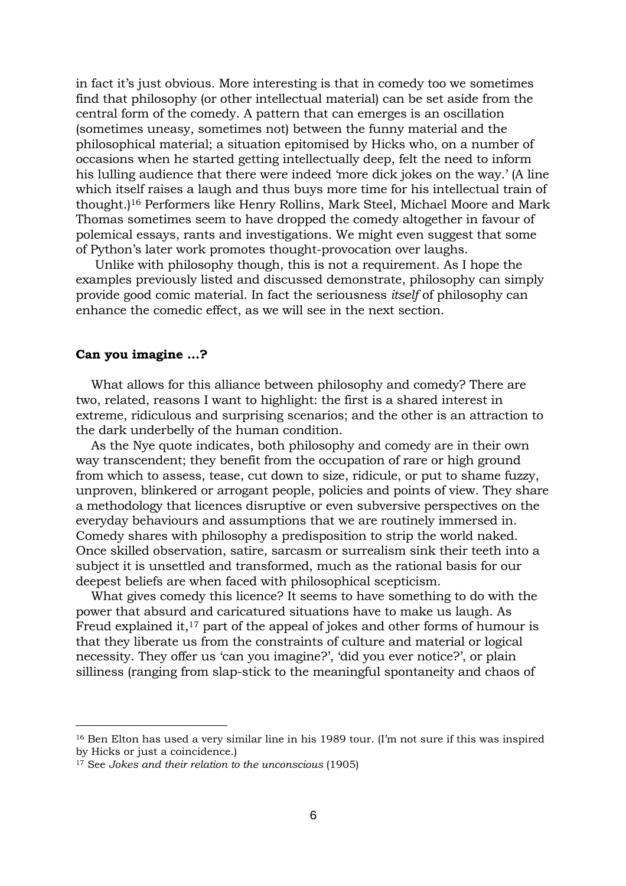in fact it's just obvious. More interesting is that in comedy too we sometimes find that philosophy (or other intellectual material) can be set aside from the central form of the comedy. A pattern that can emerges is an oscillation (sometimes uneasy, sometimes not) between the funny material and the philosophical material; a situation epitomised by Hicks who, on a number of occasions when he started getting intellectually deep, felt the need to inform his lulling audience that there were indeed 'more dick jokes on the way.' (A line which itself raises a laugh and thus buys more time for his intellectual train of thought.)[16] Performers like Henry Rollins, Mark Steel, Michael Moore and Mark Thomas sometimes seem to have dropped the comedy altogether in favour of polemical essays, rants and investigations. We might even suggest that some of Python's later work promotes thought-provocation over laughs.

Unlike with philosophy though, this is not a requirement. As I hope the examples previously listed and discussed demonstrate, philosophy can simply provide good comic material. In fact the seriousness *itself* of philosophy can enhance the comedic effect, as we will see in the next section.

**Can you imagine …?**

What allows for this alliance between philosophy and comedy? There are two, related, reasons I want to highlight: the first is a shared interest in extreme, ridiculous and surprising scenarios; and the other is an attraction to the dark underbelly of the human condition.

As the Nye quote indicates, both philosophy and comedy are in their own way transcendent; they benefit from the occupation of rare or high ground from which to assess, tease, cut down to size, ridicule, or put to shame fuzzy, unproven, blinkered or arrogant people, policies and points of view. They share a methodology that licences disruptive or even subversive perspectives on the everyday behaviours and assumptions that we are routinely immersed in. Comedy shares with philosophy a predisposition to strip the world naked. Once skilled observation, satire, sarcasm or surrealism sink their teeth into a subject it is unsettled and transformed, much as the rational basis for our deepest beliefs are when faced with philosophical scepticism.

What gives comedy this licence? It seems to have something to do with the power that absurd and caricatured situations have to make us laugh. As Freud explained it,[17] part of the appeal of jokes and other forms of humour is that they liberate us from the constraints of culture and material or logical necessity. They offer us 'can you imagine?', 'did you ever notice?', or plain silliness (ranging from slap-stick to the meaningful spontaneity and chaos of

---

[16] Ben Elton has used a very similar line in his 1989 tour. (I'm not sure if this was inspired by Hicks or just a coincidence.)

[17] See *Jokes and their relation to the unconscious* (1905)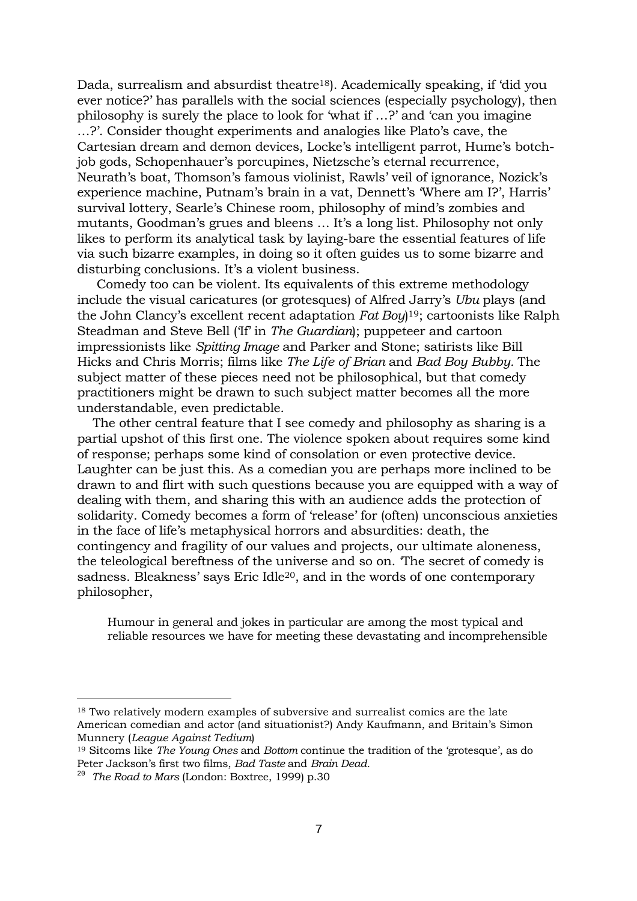Dada, surrealism and absurdist theatre[18]). Academically speaking, if 'did you ever notice?' has parallels with the social sciences (especially psychology), then philosophy is surely the place to look for 'what if …?' and 'can you imagine …?'. Consider thought experiments and analogies like Plato's cave, the Cartesian dream and demon devices, Locke's intelligent parrot, Hume's botch-job gods, Schopenhauer's porcupines, Nietzsche's eternal recurrence, Neurath's boat, Thomson's famous violinist, Rawls' veil of ignorance, Nozick's experience machine, Putnam's brain in a vat, Dennett's 'Where am I?', Harris' survival lottery, Searle's Chinese room, philosophy of mind's zombies and mutants, Goodman's grues and bleens … It's a long list. Philosophy not only likes to perform its analytical task by laying-bare the essential features of life via such bizarre examples, in doing so it often guides us to some bizarre and disturbing conclusions. It's a violent business.

Comedy too can be violent. Its equivalents of this extreme methodology include the visual caricatures (or grotesques) of Alfred Jarry's *Ubu* plays (and the John Clancy's excellent recent adaptation *Fat Boy*)[19]; cartoonists like Ralph Steadman and Steve Bell ('If' in *The Guardian*); puppeteer and cartoon impressionists like *Spitting Image* and Parker and Stone; satirists like Bill Hicks and Chris Morris; films like *The Life of Brian* and *Bad Boy Bubby.* The subject matter of these pieces need not be philosophical, but that comedy practitioners might be drawn to such subject matter becomes all the more understandable, even predictable.

The other central feature that I see comedy and philosophy as sharing is a partial upshot of this first one. The violence spoken about requires some kind of response; perhaps some kind of consolation or even protective device. Laughter can be just this. As a comedian you are perhaps more inclined to be drawn to and flirt with such questions because you are equipped with a way of dealing with them, and sharing this with an audience adds the protection of solidarity. Comedy becomes a form of 'release' for (often) unconscious anxieties in the face of life's metaphysical horrors and absurdities: death, the contingency and fragility of our values and projects, our ultimate aloneness, the teleological bereftness of the universe and so on. 'The secret of comedy is sadness. Bleakness' says Eric Idle[20], and in the words of one contemporary philosopher,

> Humour in general and jokes in particular are among the most typical and reliable resources we have for meeting these devastating and incomprehensible

---

[18] Two relatively modern examples of subversive and surrealist comics are the late American comedian and actor (and situationist?) Andy Kaufmann, and Britain's Simon Munnery (*League Against Tedium*)

[19] Sitcoms like *The Young Ones* and *Bottom* continue the tradition of the 'grotesque', as do Peter Jackson's first two films, *Bad Taste* and *Brain Dead.*

[20] *The Road to Mars* (London: Boxtree, 1999) p.30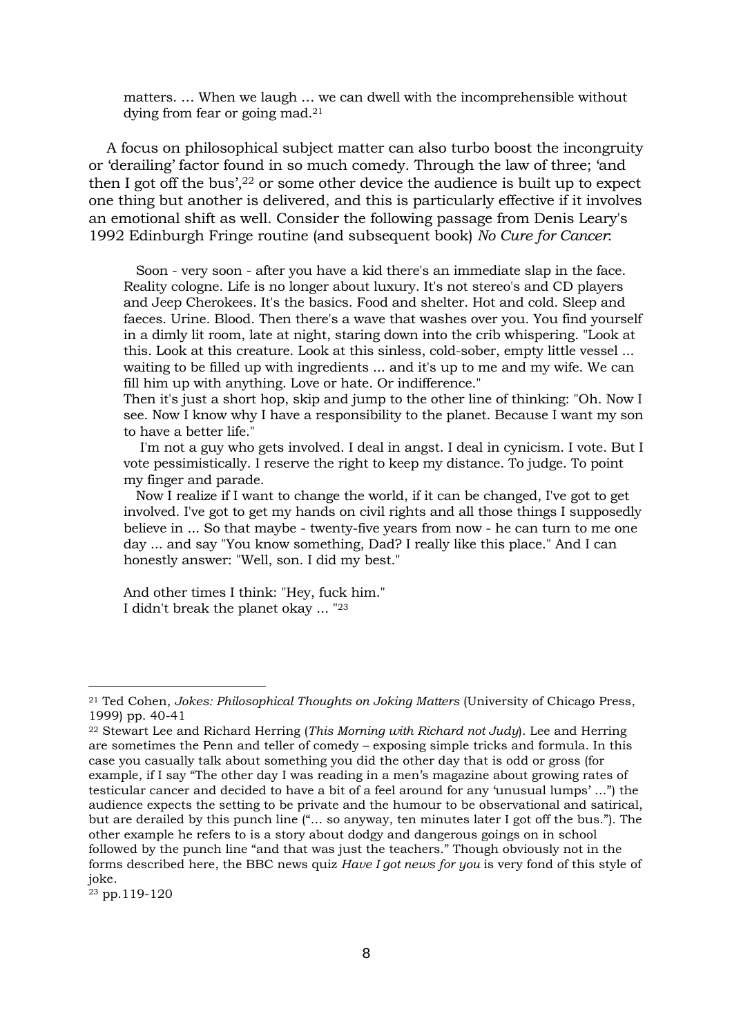> matters. … When we laugh … we can dwell with the incomprehensible without dying from fear or going mad.[21]

A focus on philosophical subject matter can also turbo boost the incongruity or 'derailing' factor found in so much comedy. Through the law of three; 'and then I got off the bus',[22] or some other device the audience is built up to expect one thing but another is delivered, and this is particularly effective if it involves an emotional shift as well. Consider the following passage from Denis Leary's 1992 Edinburgh Fringe routine (and subsequent book) *No Cure for Cancer*:

> Soon - very soon - after you have a kid there's an immediate slap in the face. Reality cologne. Life is no longer about luxury. It's not stereo's and CD players and Jeep Cherokees. It's the basics. Food and shelter. Hot and cold. Sleep and faeces. Urine. Blood. Then there's a wave that washes over you. You find yourself in a dimly lit room, late at night, staring down into the crib whispering. "Look at this. Look at this creature. Look at this sinless, cold-sober, empty little vessel ... waiting to be filled up with ingredients ... and it's up to me and my wife. We can fill him up with anything. Love or hate. Or indifference."
> Then it's just a short hop, skip and jump to the other line of thinking: "Oh. Now I see. Now I know why I have a responsibility to the planet. Because I want my son to have a better life."
>
> I'm not a guy who gets involved. I deal in angst. I deal in cynicism. I vote. But I vote pessimistically. I reserve the right to keep my distance. To judge. To point my finger and parade.
>
> Now I realize if I want to change the world, if it can be changed, I've got to get involved. I've got to get my hands on civil rights and all those things I supposedly believe in ... So that maybe - twenty-five years from now - he can turn to me one day ... and say "You know something, Dad? I really like this place." And I can honestly answer: "Well, son. I did my best."
>
> And other times I think: "Hey, fuck him."
> I didn't break the planet okay ... "[23]

---

[21] Ted Cohen, *Jokes: Philosophical Thoughts on Joking Matters* (University of Chicago Press, 1999) pp. 40-41

[22] Stewart Lee and Richard Herring (*This Morning with Richard not Judy*). Lee and Herring are sometimes the Penn and teller of comedy – exposing simple tricks and formula. In this case you casually talk about something you did the other day that is odd or gross (for example, if I say "The other day I was reading in a men's magazine about growing rates of testicular cancer and decided to have a bit of a feel around for any 'unusual lumps' …") the audience expects the setting to be private and the humour to be observational and satirical, but are derailed by this punch line ("… so anyway, ten minutes later I got off the bus."). The other example he refers to is a story about dodgy and dangerous goings on in school followed by the punch line "and that was just the teachers." Though obviously not in the forms described here, the BBC news quiz *Have I got news for you* is very fond of this style of joke.

[23] pp.119-120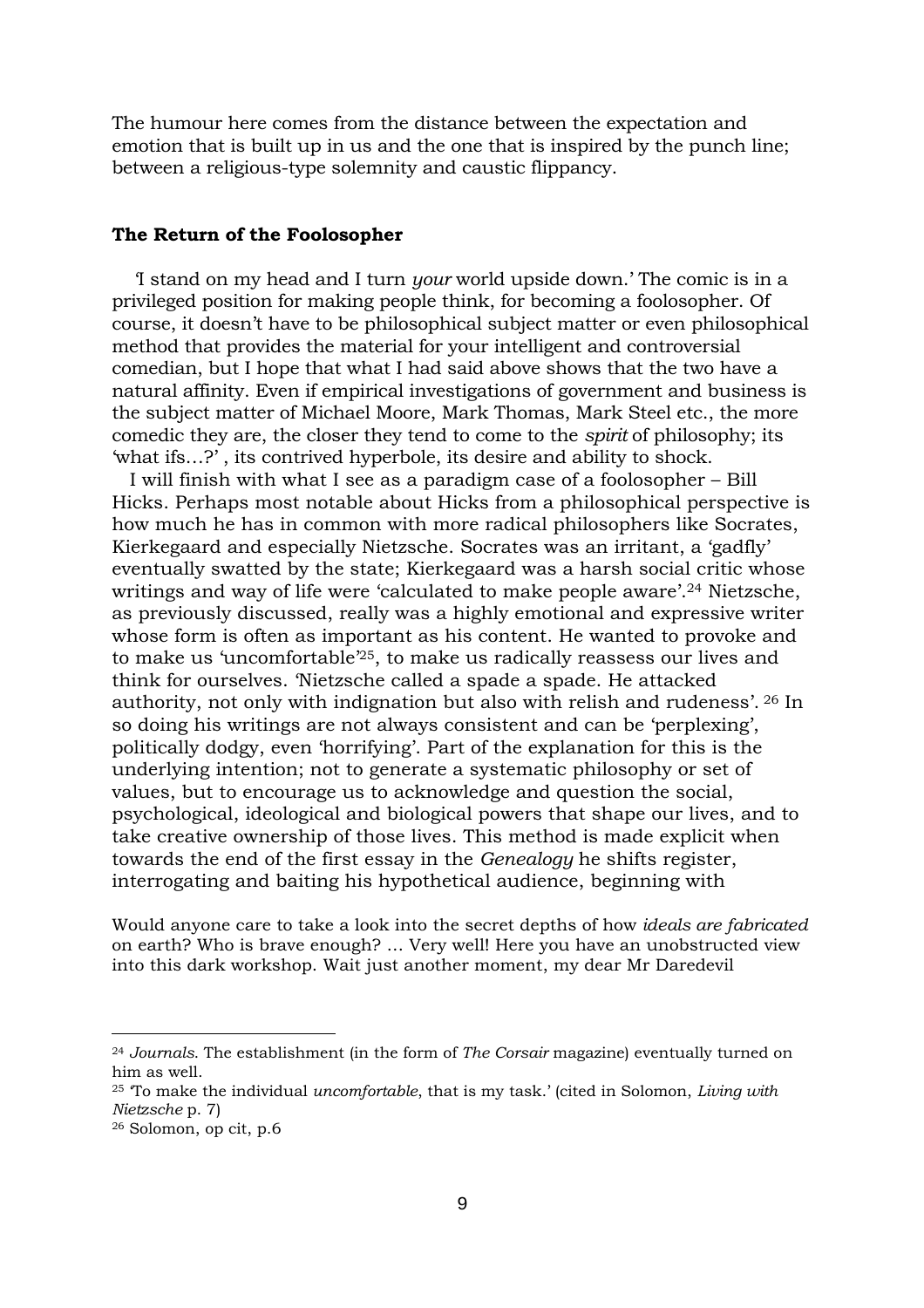The humour here comes from the distance between the expectation and emotion that is built up in us and the one that is inspired by the punch line; between a religious-type solemnity and caustic flippancy.

### The Return of the Foolosopher

'I stand on my head and I turn *your* world upside down.' The comic is in a privileged position for making people think, for becoming a foolosopher. Of course, it doesn't have to be philosophical subject matter or even philosophical method that provides the material for your intelligent and controversial comedian, but I hope that what I had said above shows that the two have a natural affinity. Even if empirical investigations of government and business is the subject matter of Michael Moore, Mark Thomas, Mark Steel etc., the more comedic they are, the closer they tend to come to the *spirit* of philosophy; its 'what ifs…?' , its contrived hyperbole, its desire and ability to shock.

I will finish with what I see as a paradigm case of a foolosopher – Bill Hicks. Perhaps most notable about Hicks from a philosophical perspective is how much he has in common with more radical philosophers like Socrates, Kierkegaard and especially Nietzsche. Socrates was an irritant, a 'gadfly' eventually swatted by the state; Kierkegaard was a harsh social critic whose writings and way of life were 'calculated to make people aware'.[24] Nietzsche, as previously discussed, really was a highly emotional and expressive writer whose form is often as important as his content. He wanted to provoke and to make us 'uncomfortable'[25], to make us radically reassess our lives and think for ourselves. 'Nietzsche called a spade a spade. He attacked authority, not only with indignation but also with relish and rudeness'. [26] In so doing his writings are not always consistent and can be 'perplexing', politically dodgy, even 'horrifying'. Part of the explanation for this is the underlying intention; not to generate a systematic philosophy or set of values, but to encourage us to acknowledge and question the social, psychological, ideological and biological powers that shape our lives, and to take creative ownership of those lives. This method is made explicit when towards the end of the first essay in the *Genealogy* he shifts register, interrogating and baiting his hypothetical audience, beginning with

Would anyone care to take a look into the secret depths of how *ideals are fabricated* on earth? Who is brave enough? … Very well! Here you have an unobstructed view into this dark workshop. Wait just another moment, my dear Mr Daredevil

---

[24] *Journals*. The establishment (in the form of *The Corsair* magazine) eventually turned on him as well.

[25] 'To make the individual *uncomfortable*, that is my task.' (cited in Solomon, *Living with Nietzsche* p. 7)

[26] Solomon, op cit, p.6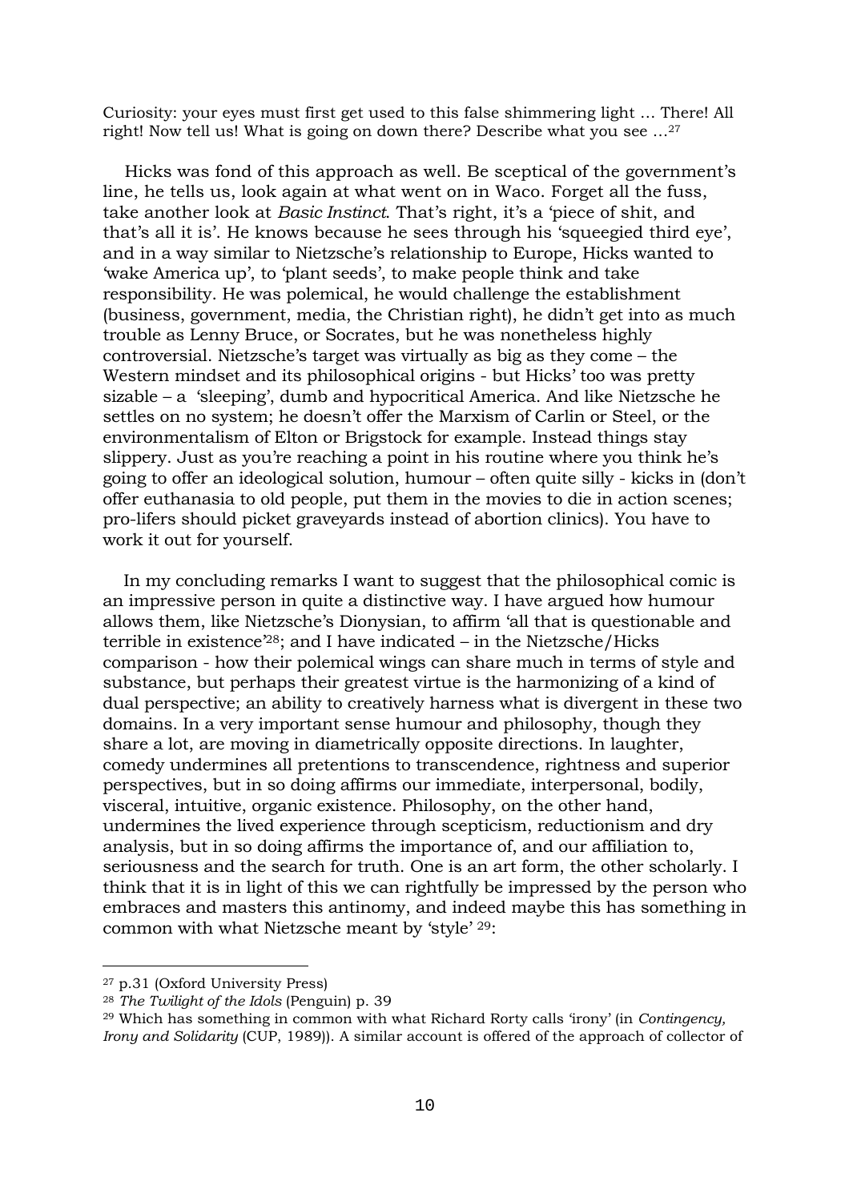Curiosity: your eyes must first get used to this false shimmering light … There! All right! Now tell us! What is going on down there? Describe what you see …[27]

Hicks was fond of this approach as well. Be sceptical of the government's line, he tells us, look again at what went on in Waco. Forget all the fuss, take another look at *Basic Instinct*. That's right, it's a 'piece of shit, and that's all it is'. He knows because he sees through his 'squeegied third eye', and in a way similar to Nietzsche's relationship to Europe, Hicks wanted to 'wake America up', to 'plant seeds', to make people think and take responsibility. He was polemical, he would challenge the establishment (business, government, media, the Christian right), he didn't get into as much trouble as Lenny Bruce, or Socrates, but he was nonetheless highly controversial. Nietzsche's target was virtually as big as they come – the Western mindset and its philosophical origins - but Hicks' too was pretty sizable – a 'sleeping', dumb and hypocritical America. And like Nietzsche he settles on no system; he doesn't offer the Marxism of Carlin or Steel, or the environmentalism of Elton or Brigstock for example. Instead things stay slippery. Just as you're reaching a point in his routine where you think he's going to offer an ideological solution, humour – often quite silly - kicks in (don't offer euthanasia to old people, put them in the movies to die in action scenes; pro-lifers should picket graveyards instead of abortion clinics). You have to work it out for yourself.

In my concluding remarks I want to suggest that the philosophical comic is an impressive person in quite a distinctive way. I have argued how humour allows them, like Nietzsche's Dionysian, to affirm 'all that is questionable and terrible in existence'[28]; and I have indicated – in the Nietzsche/Hicks comparison - how their polemical wings can share much in terms of style and substance, but perhaps their greatest virtue is the harmonizing of a kind of dual perspective; an ability to creatively harness what is divergent in these two domains. In a very important sense humour and philosophy, though they share a lot, are moving in diametrically opposite directions. In laughter, comedy undermines all pretentions to transcendence, rightness and superior perspectives, but in so doing affirms our immediate, interpersonal, bodily, visceral, intuitive, organic existence. Philosophy, on the other hand, undermines the lived experience through scepticism, reductionism and dry analysis, but in so doing affirms the importance of, and our affiliation to, seriousness and the search for truth. One is an art form, the other scholarly. I think that it is in light of this we can rightfully be impressed by the person who embraces and masters this antinomy, and indeed maybe this has something in common with what Nietzsche meant by 'style' [29]:

---

[27] p.31 (Oxford University Press)

[28] *The Twilight of the Idols* (Penguin) p. 39

[29] Which has something in common with what Richard Rorty calls 'irony' (in *Contingency, Irony and Solidarity* (CUP, 1989)). A similar account is offered of the approach of collector of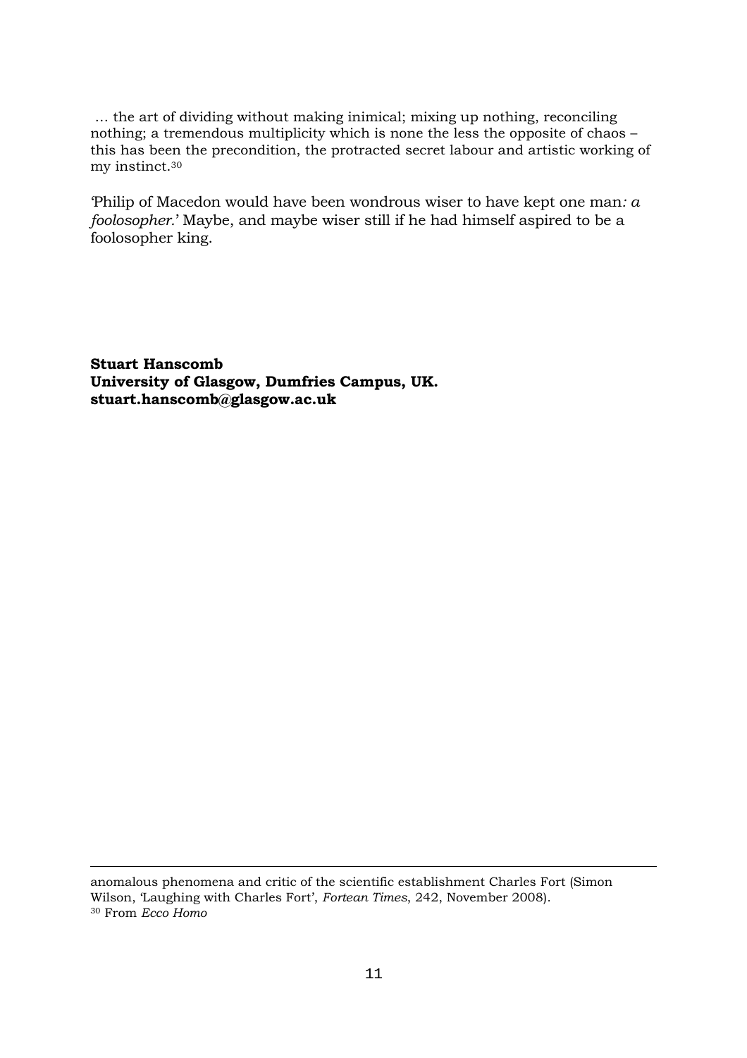… the art of dividing without making inimical; mixing up nothing, reconciling nothing; a tremendous multiplicity which is none the less the opposite of chaos – this has been the precondition, the protracted secret labour and artistic working of my instinct.[30]

'Philip of Macedon would have been wondrous wiser to have kept one man*: a foolosopher*.' Maybe, and maybe wiser still if he had himself aspired to be a foolosopher king.

**Stuart Hanscomb**
**University of Glasgow, Dumfries Campus, UK.**
**stuart.hanscomb@glasgow.ac.uk**

---

anomalous phenomena and critic of the scientific establishment Charles Fort (Simon Wilson, 'Laughing with Charles Fort', *Fortean Times*, 242, November 2008).

[30] From *Ecco Homo*